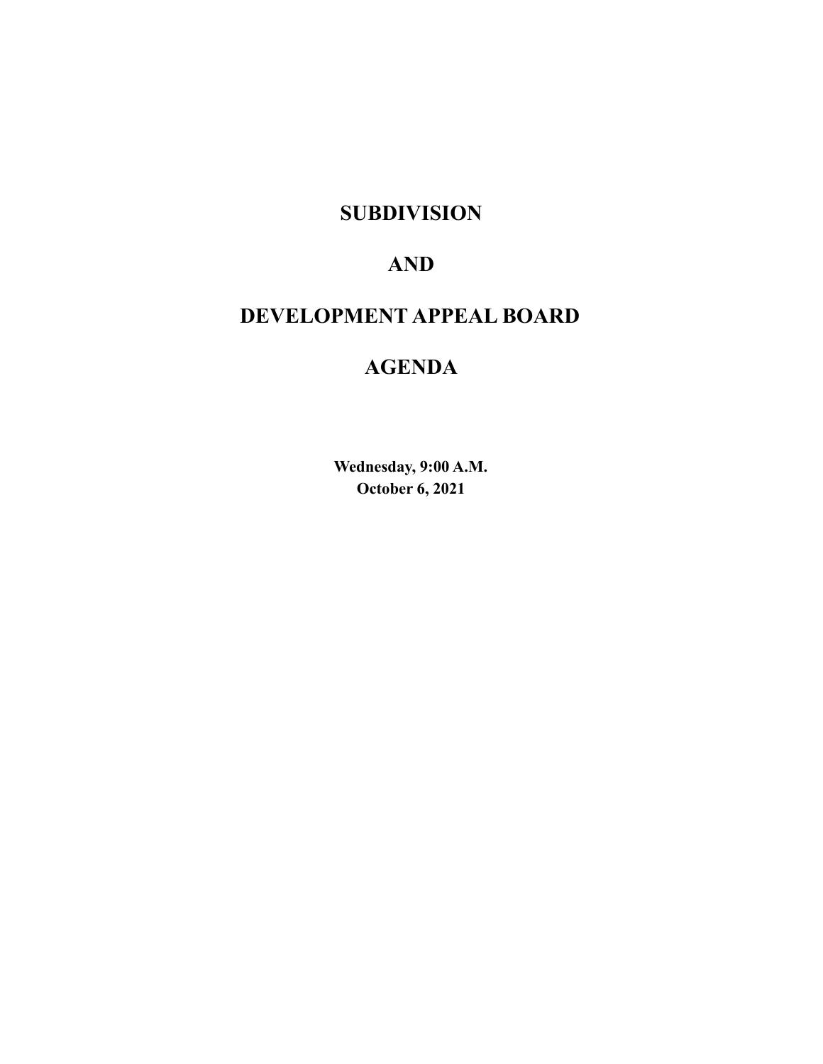# SUBDIVISION

# AND

# DEVELOPMENT APPEAL BOARD

# AGENDA

**Wednesday, 9:00 A.M.**
**October 6, 2021**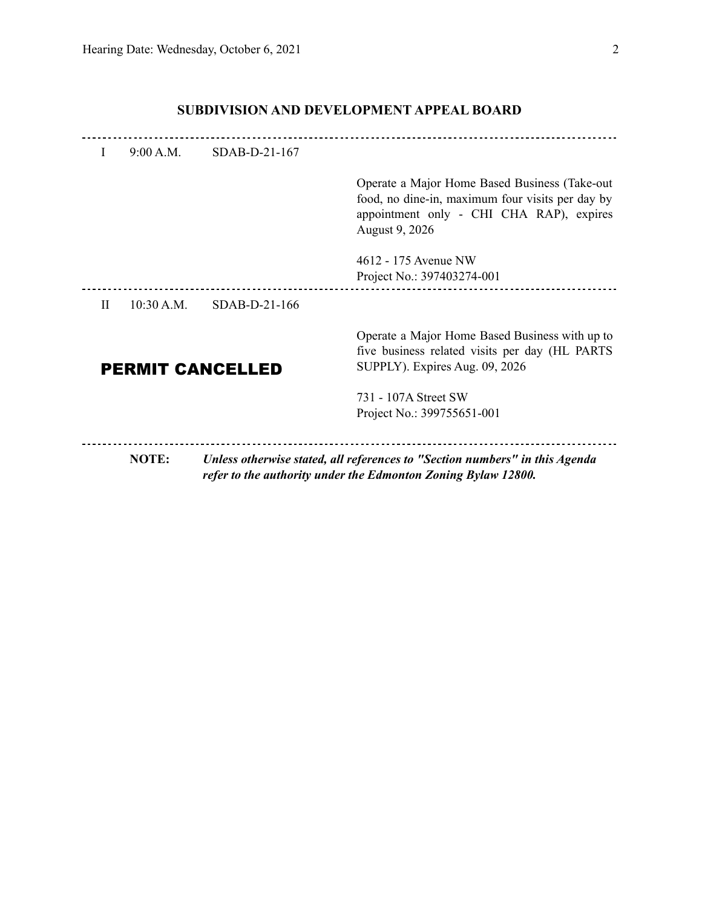## SUBDIVISION AND DEVELOPMENT APPEAL BOARD

---

I    9:00 A.M.    SDAB-D-21-167

Operate a Major Home Based Business (Take-out food, no dine-in, maximum four visits per day by appointment only - CHI CHA RAP), expires August 9, 2026

4612 - 175 Avenue NW
Project No.: 397403274-001

---

II    10:30 A.M.    SDAB-D-21-166

**PERMIT CANCELLED**

Operate a Major Home Based Business with up to five business related visits per day (HL PARTS SUPPLY). Expires Aug. 09, 2026

731 - 107A Street SW
Project No.: 399755651-001

---

**NOTE:** ***Unless otherwise stated, all references to "Section numbers" in this Agenda refer to the authority under the Edmonton Zoning Bylaw 12800.***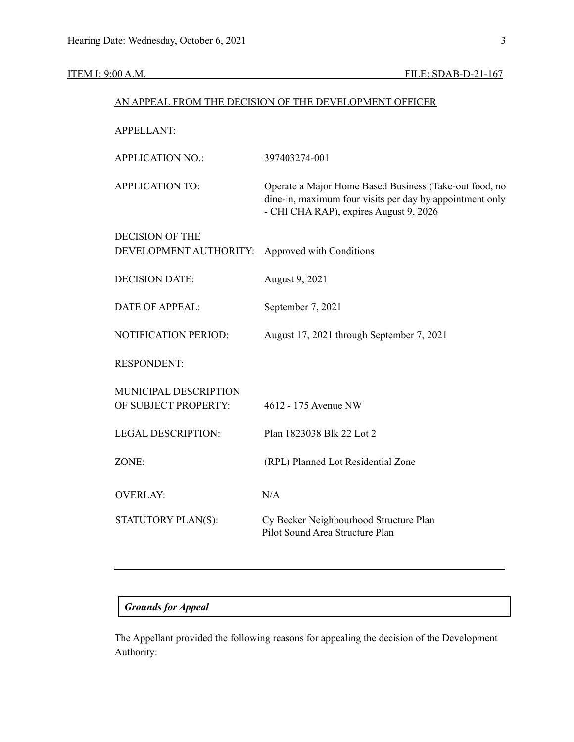ITEM I: 9:00 A.M. FILE: SDAB-D-21-167

AN APPEAL FROM THE DECISION OF THE DEVELOPMENT OFFICER

| | |
|---|---|
| APPELLANT: | |
| APPLICATION NO.: | 397403274-001 |
| APPLICATION TO: | Operate a Major Home Based Business (Take-out food, no dine-in, maximum four visits per day by appointment only - CHI CHA RAP), expires August 9, 2026 |
| DECISION OF THE DEVELOPMENT AUTHORITY: | Approved with Conditions |
| DECISION DATE: | August 9, 2021 |
| DATE OF APPEAL: | September 7, 2021 |
| NOTIFICATION PERIOD: | August 17, 2021 through September 7, 2021 |
| RESPONDENT: | |
| MUNICIPAL DESCRIPTION OF SUBJECT PROPERTY: | 4612 - 175 Avenue NW |
| LEGAL DESCRIPTION: | Plan 1823038 Blk 22 Lot 2 |
| ZONE: | (RPL) Planned Lot Residential Zone |
| OVERLAY: | N/A |
| STATUTORY PLAN(S): | Cy Becker Neighbourhood Structure Plan<br>Pilot Sound Area Structure Plan |

---

***Grounds for Appeal***

The Appellant provided the following reasons for appealing the decision of the Development Authority: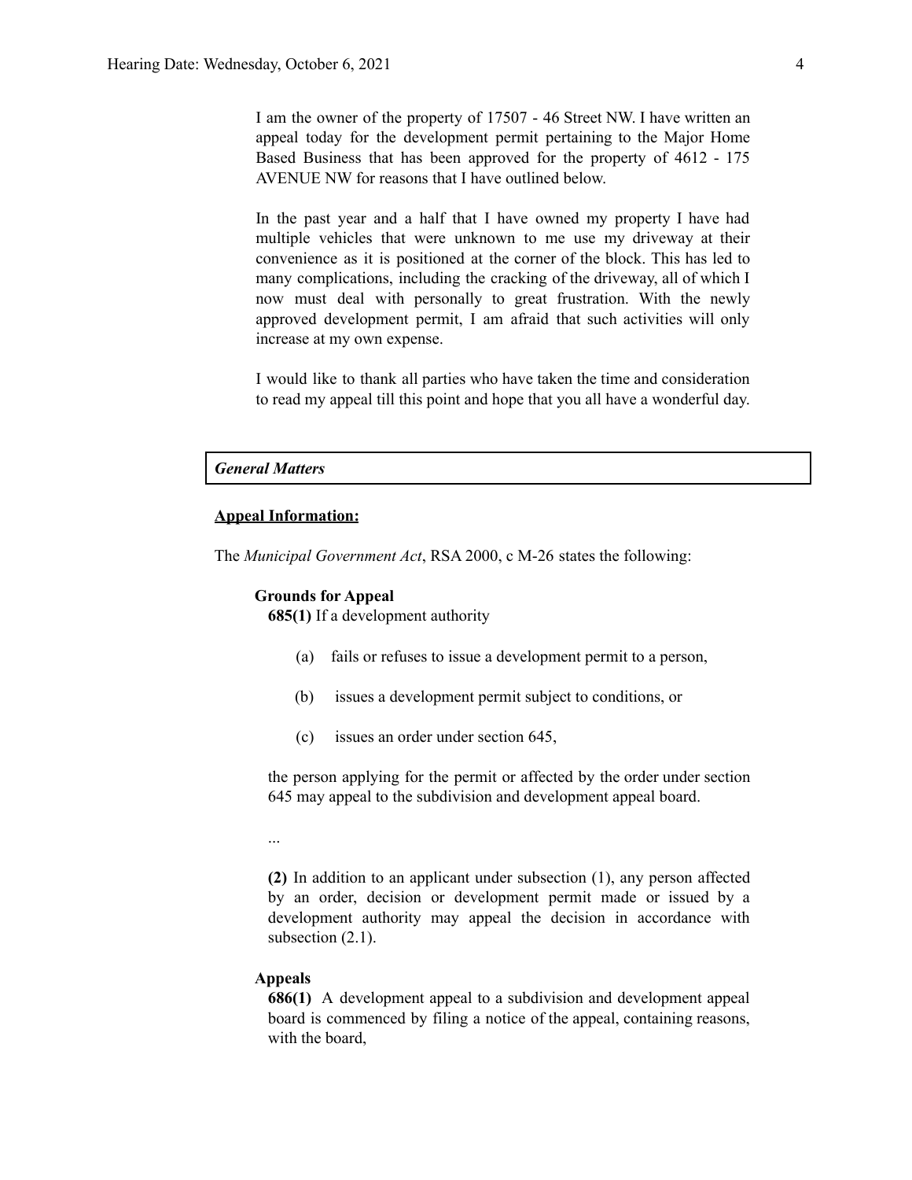I am the owner of the property of 17507 - 46 Street NW. I have written an appeal today for the development permit pertaining to the Major Home Based Business that has been approved for the property of 4612 - 175 AVENUE NW for reasons that I have outlined below.

In the past year and a half that I have owned my property I have had multiple vehicles that were unknown to me use my driveway at their convenience as it is positioned at the corner of the block. This has led to many complications, including the cracking of the driveway, all of which I now must deal with personally to great frustration. With the newly approved development permit, I am afraid that such activities will only increase at my own expense.

I would like to thank all parties who have taken the time and consideration to read my appeal till this point and hope that you all have a wonderful day.

## *General Matters*

**Appeal Information:**

The *Municipal Government Act*, RSA 2000, c M-26 states the following:

**Grounds for Appeal**

**685(1)** If a development authority

(a) fails or refuses to issue a development permit to a person,

(b) issues a development permit subject to conditions, or

(c) issues an order under section 645,

the person applying for the permit or affected by the order under section 645 may appeal to the subdivision and development appeal board.

...

**(2)** In addition to an applicant under subsection (1), any person affected by an order, decision or development permit made or issued by a development authority may appeal the decision in accordance with subsection (2.1).

**Appeals**

**686(1)** A development appeal to a subdivision and development appeal board is commenced by filing a notice of the appeal, containing reasons, with the board,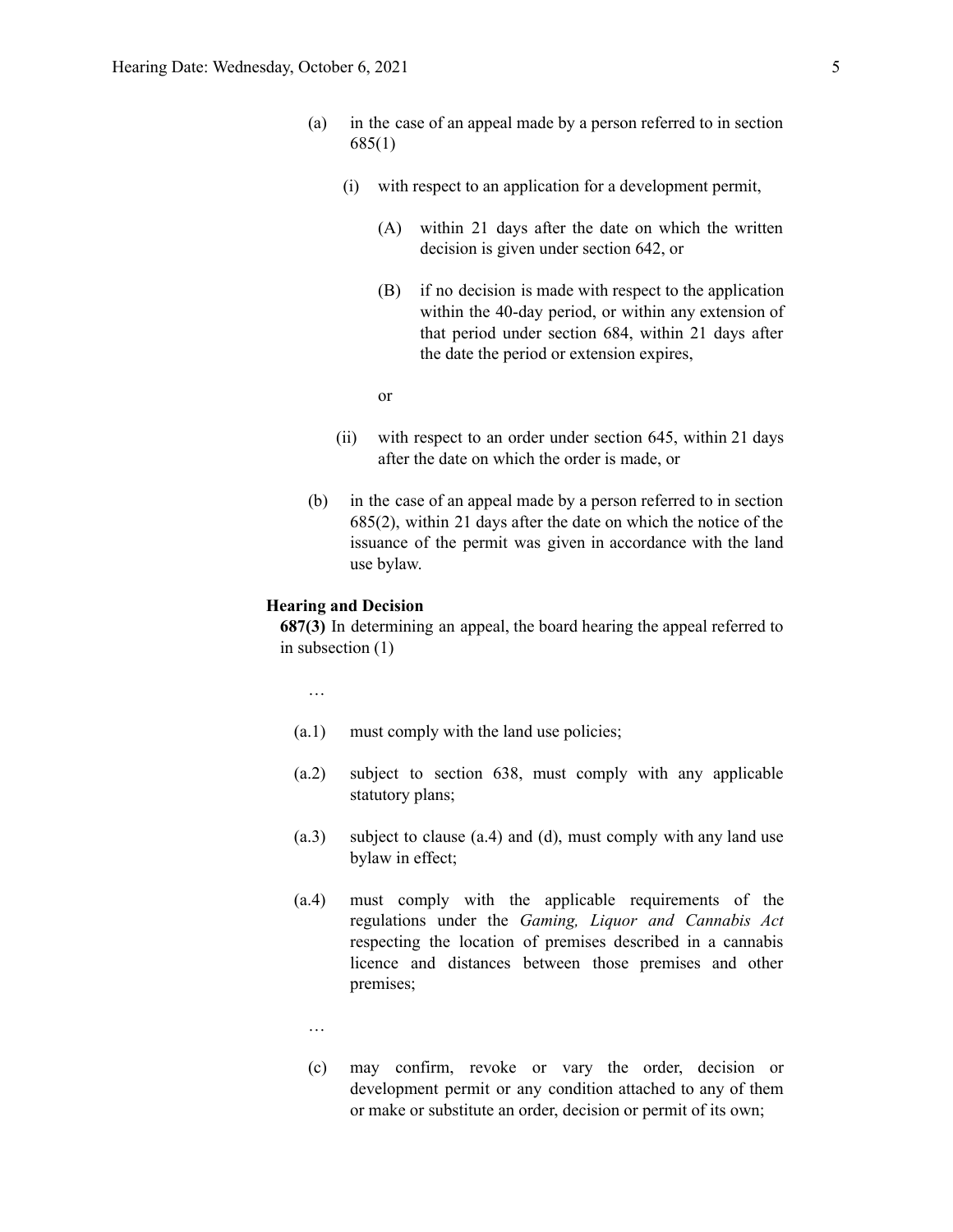(a) in the case of an appeal made by a person referred to in section 685(1)

  (i) with respect to an application for a development permit,

    (A) within 21 days after the date on which the written decision is given under section 642, or

    (B) if no decision is made with respect to the application within the 40-day period, or within any extension of that period under section 684, within 21 days after the date the period or extension expires,

    or

  (ii) with respect to an order under section 645, within 21 days after the date on which the order is made, or

(b) in the case of an appeal made by a person referred to in section 685(2), within 21 days after the date on which the notice of the issuance of the permit was given in accordance with the land use bylaw.

**Hearing and Decision**

**687(3)** In determining an appeal, the board hearing the appeal referred to in subsection (1)

…

(a.1) must comply with the land use policies;

(a.2) subject to section 638, must comply with any applicable statutory plans;

(a.3) subject to clause (a.4) and (d), must comply with any land use bylaw in effect;

(a.4) must comply with the applicable requirements of the regulations under the *Gaming, Liquor and Cannabis Act* respecting the location of premises described in a cannabis licence and distances between those premises and other premises;

…

(c) may confirm, revoke or vary the order, decision or development permit or any condition attached to any of them or make or substitute an order, decision or permit of its own;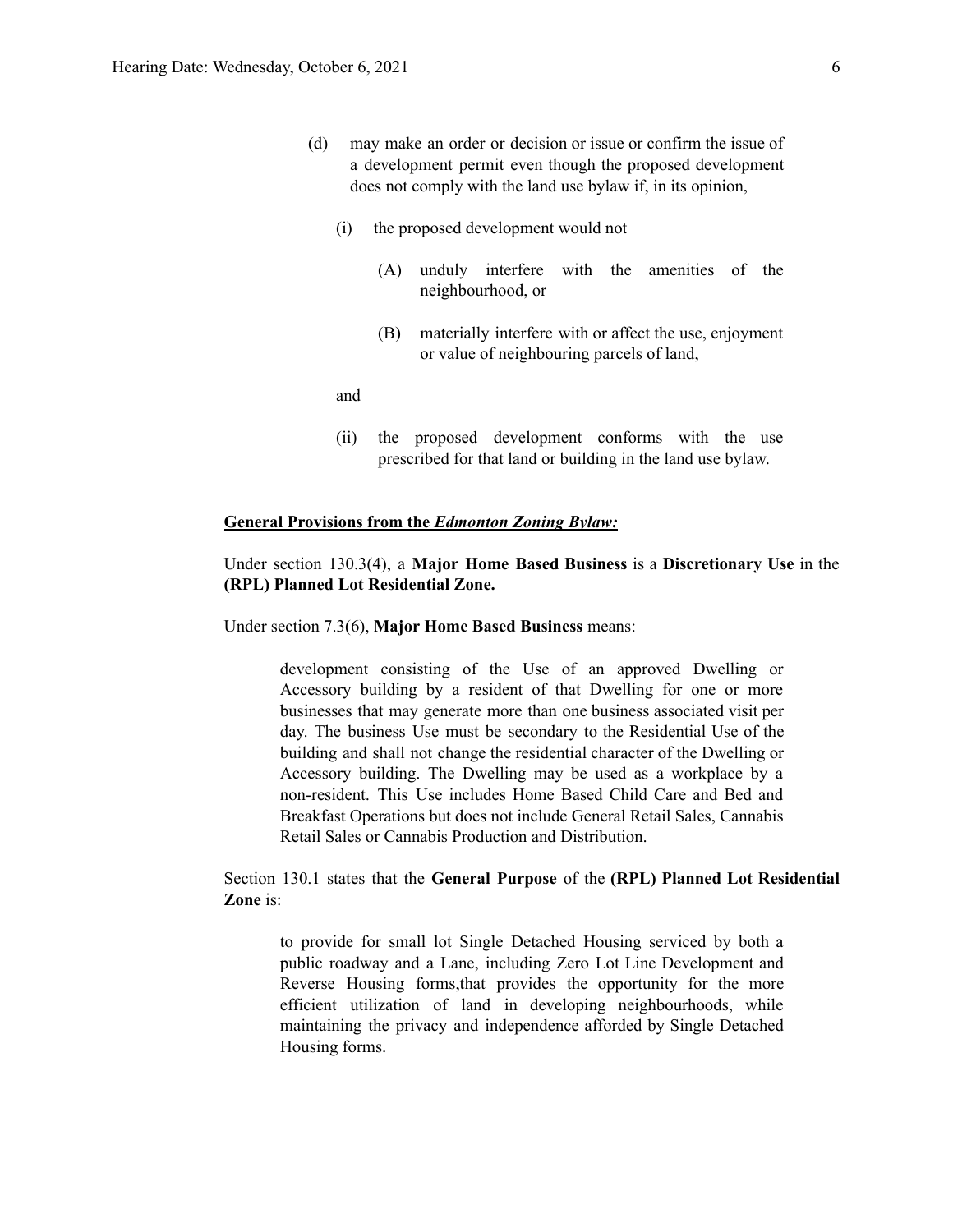(d) may make an order or decision or issue or confirm the issue of a development permit even though the proposed development does not comply with the land use bylaw if, in its opinion,

(i) the proposed development would not

(A) unduly interfere with the amenities of the neighbourhood, or

(B) materially interfere with or affect the use, enjoyment or value of neighbouring parcels of land,

and

(ii) the proposed development conforms with the use prescribed for that land or building in the land use bylaw.

**General Provisions from the *Edmonton Zoning Bylaw:***

Under section 130.3(4), a **Major Home Based Business** is a **Discretionary Use** in the **(RPL) Planned Lot Residential Zone.**

Under section 7.3(6), **Major Home Based Business** means:

> development consisting of the Use of an approved Dwelling or Accessory building by a resident of that Dwelling for one or more businesses that may generate more than one business associated visit per day. The business Use must be secondary to the Residential Use of the building and shall not change the residential character of the Dwelling or Accessory building. The Dwelling may be used as a workplace by a non-resident. This Use includes Home Based Child Care and Bed and Breakfast Operations but does not include General Retail Sales, Cannabis Retail Sales or Cannabis Production and Distribution.

Section 130.1 states that the **General Purpose** of the **(RPL) Planned Lot Residential Zone** is:

> to provide for small lot Single Detached Housing serviced by both a public roadway and a Lane, including Zero Lot Line Development and Reverse Housing forms,that provides the opportunity for the more efficient utilization of land in developing neighbourhoods, while maintaining the privacy and independence afforded by Single Detached Housing forms.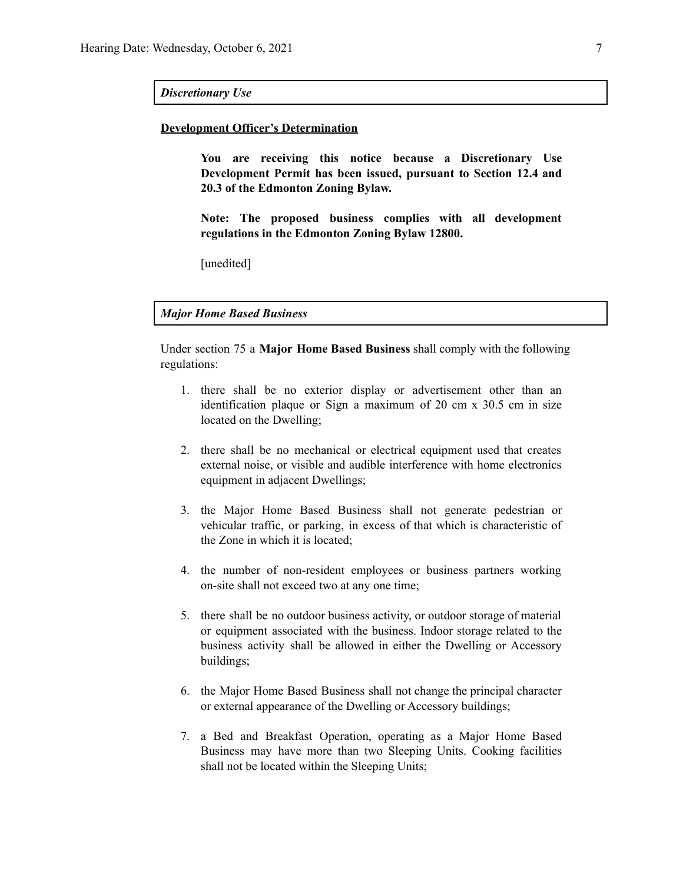***Discretionary Use***

**Development Officer's Determination**

> **You are receiving this notice because a Discretionary Use Development Permit has been issued, pursuant to Section 12.4 and 20.3 of the Edmonton Zoning Bylaw.**
>
> **Note: The proposed business complies with all development regulations in the Edmonton Zoning Bylaw 12800.**
>
> [unedited]

***Major Home Based Business***

Under section 75 a **Major Home Based Business** shall comply with the following regulations:

1. there shall be no exterior display or advertisement other than an identification plaque or Sign a maximum of 20 cm x 30.5 cm in size located on the Dwelling;

2. there shall be no mechanical or electrical equipment used that creates external noise, or visible and audible interference with home electronics equipment in adjacent Dwellings;

3. the Major Home Based Business shall not generate pedestrian or vehicular traffic, or parking, in excess of that which is characteristic of the Zone in which it is located;

4. the number of non-resident employees or business partners working on-site shall not exceed two at any one time;

5. there shall be no outdoor business activity, or outdoor storage of material or equipment associated with the business. Indoor storage related to the business activity shall be allowed in either the Dwelling or Accessory buildings;

6. the Major Home Based Business shall not change the principal character or external appearance of the Dwelling or Accessory buildings;

7. a Bed and Breakfast Operation, operating as a Major Home Based Business may have more than two Sleeping Units. Cooking facilities shall not be located within the Sleeping Units;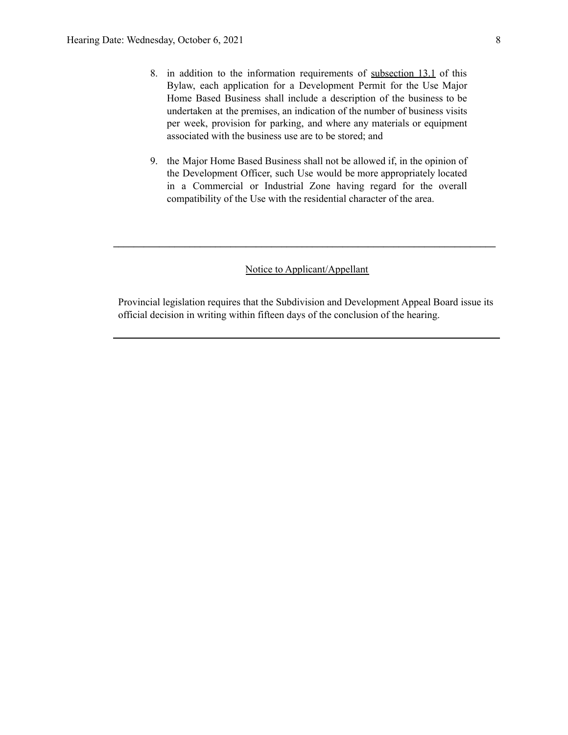8. in addition to the information requirements of subsection 13.1 of this Bylaw, each application for a Development Permit for the Use Major Home Based Business shall include a description of the business to be undertaken at the premises, an indication of the number of business visits per week, provision for parking, and where any materials or equipment associated with the business use are to be stored; and

9. the Major Home Based Business shall not be allowed if, in the opinion of the Development Officer, such Use would be more appropriately located in a Commercial or Industrial Zone having regard for the overall compatibility of the Use with the residential character of the area.

---

Notice to Applicant/Appellant

Provincial legislation requires that the Subdivision and Development Appeal Board issue its official decision in writing within fifteen days of the conclusion of the hearing.

---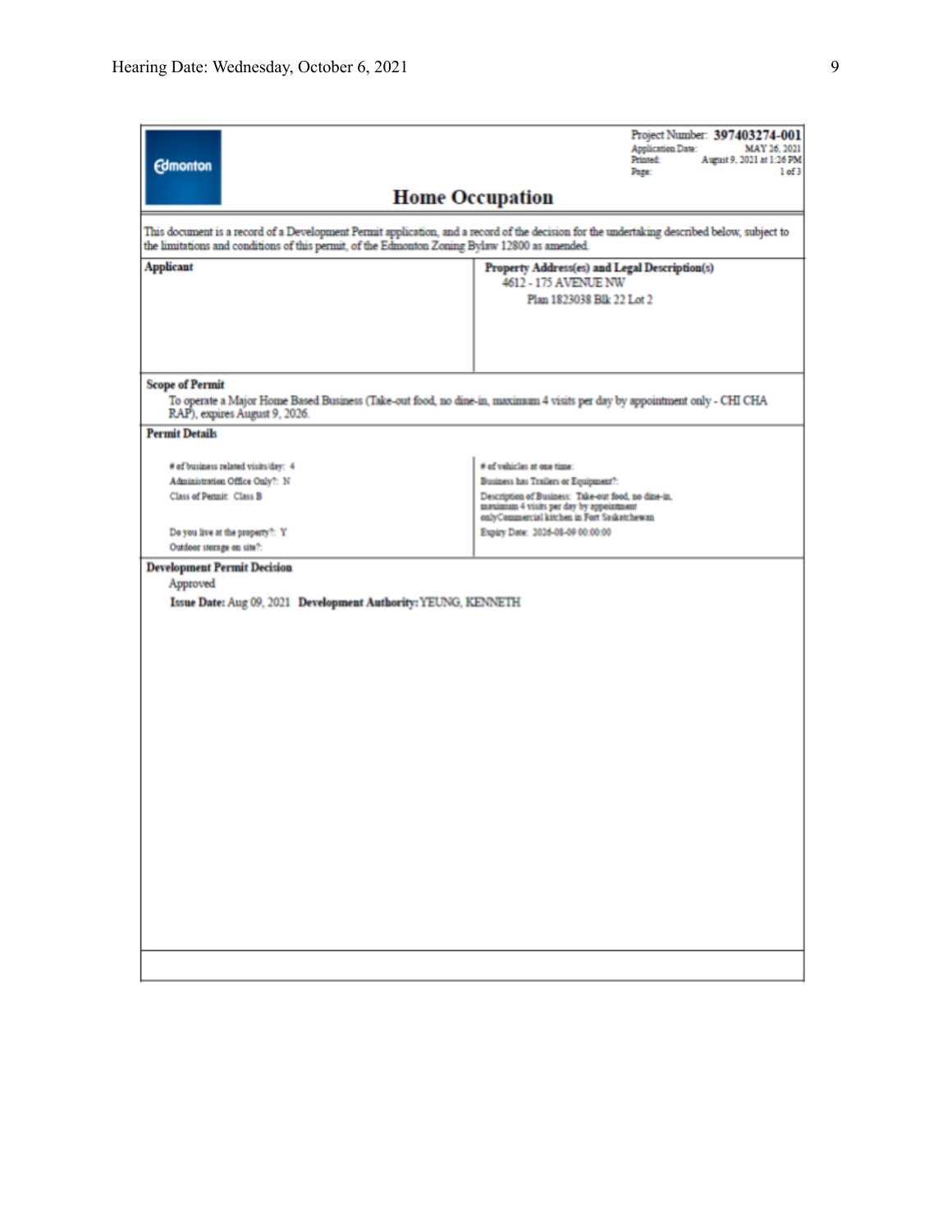Project Number: **397403274-001**
Application Date: MAY 26, 2021
Printed: August 9, 2021 at 1:26 PM
Page: 1 of 3

Edmonton

# Home Occupation

This document is a record of a Development Permit application, and a record of the decision for the undertaking described below, subject to the limitations and conditions of this permit, of the Edmonton Zoning Bylaw 12800 as amended.

| **Applicant** | **Property Address(es) and Legal Description(s)** |
|---|---|
| | 4612 - 175 AVENUE NW<br>Plan 1823038 Blk 22 Lot 2 |

**Scope of Permit**

To operate a Major Home Based Business (Take-out food, no dine-in, maximum 4 visits per day by appointment only - CHI CHA RAP), expires August 9, 2026.

**Permit Details**

| | |
|---|---|
| # of business related visits/day: 4 | # of vehicles at one time: |
| Administration Office Only?: N | Business has Trailers or Equipment?: |
| Class of Permit: Class B | Description of Business: Take-out food, no dine-in, maximum 4 visits per day by appointment onlyCommercial kitchen in Fort Saskatchewan |
| Do you live at the property?: Y | Expiry Date: 2026-08-09 00:00:00 |
| Outdoor storage on site?: | |

**Development Permit Decision**

Approved

**Issue Date:** Aug 09, 2021 **Development Authority:** YEUNG, KENNETH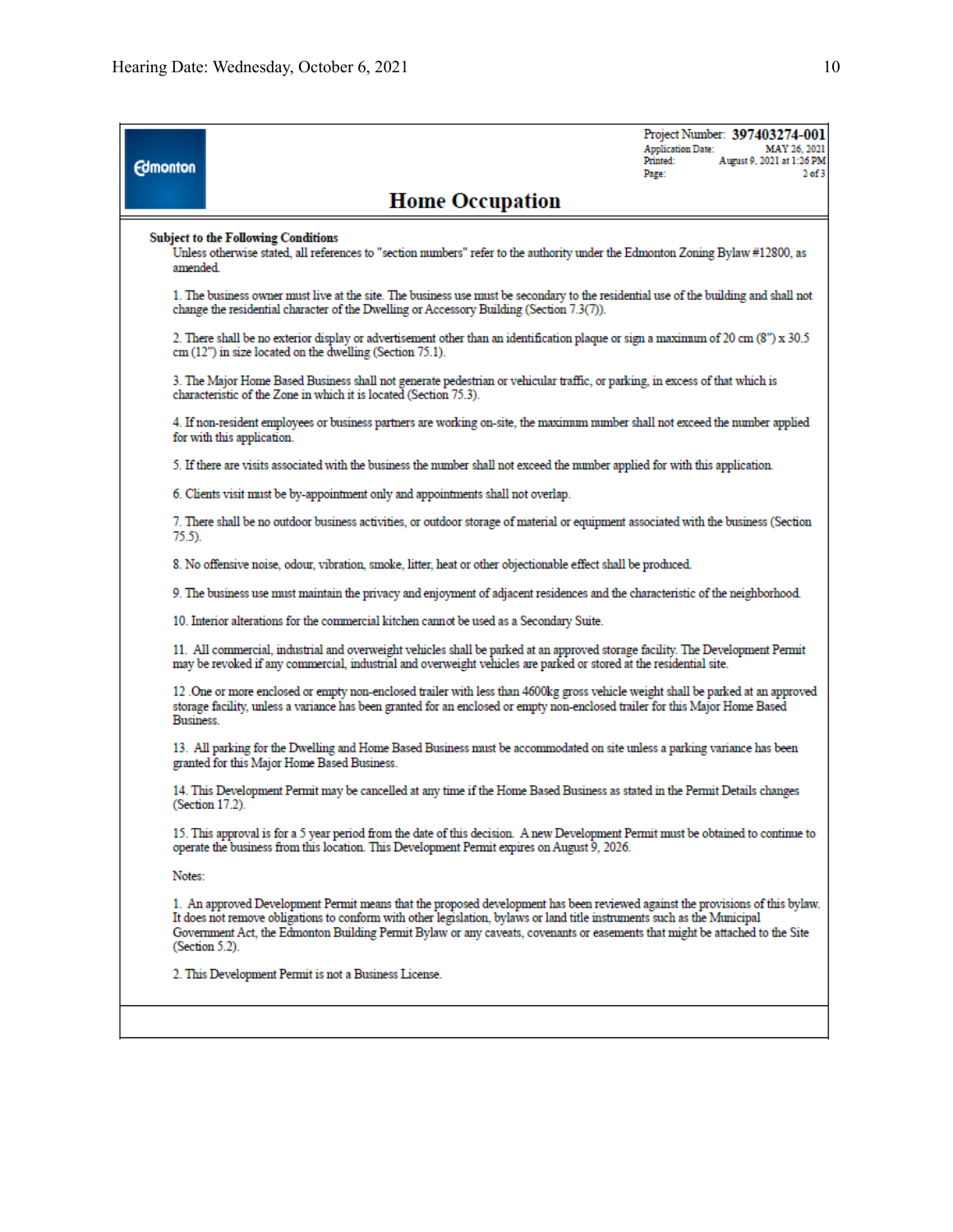Project Number: **397403274-001**
Application Date: MAY 26, 2021
Printed: August 9, 2021 at 1:26 PM
Page: 2 of 3

# Home Occupation

**Subject to the Following Conditions**

Unless otherwise stated, all references to "section numbers" refer to the authority under the Edmonton Zoning Bylaw #12800, as amended.

1. The business owner must live at the site. The business use must be secondary to the residential use of the building and shall not change the residential character of the Dwelling or Accessory Building (Section 7.3(7)).

2. There shall be no exterior display or advertisement other than an identification plaque or sign a maximum of 20 cm (8") x 30.5 cm (12") in size located on the dwelling (Section 75.1).

3. The Major Home Based Business shall not generate pedestrian or vehicular traffic, or parking, in excess of that which is characteristic of the Zone in which it is located (Section 75.3).

4. If non-resident employees or business partners are working on-site, the maximum number shall not exceed the number applied for with this application.

5. If there are visits associated with the business the number shall not exceed the number applied for with this application.

6. Clients visit must be by-appointment only and appointments shall not overlap.

7. There shall be no outdoor business activities, or outdoor storage of material or equipment associated with the business (Section 75.5).

8. No offensive noise, odour, vibration, smoke, litter, heat or other objectionable effect shall be produced.

9. The business use must maintain the privacy and enjoyment of adjacent residences and the characteristic of the neighborhood.

10. Interior alterations for the commercial kitchen cannot be used as a Secondary Suite.

11. All commercial, industrial and overweight vehicles shall be parked at an approved storage facility. The Development Permit may be revoked if any commercial, industrial and overweight vehicles are parked or stored at the residential site.

12 .One or more enclosed or empty non-enclosed trailer with less than 4600kg gross vehicle weight shall be parked at an approved storage facility, unless a variance has been granted for an enclosed or empty non-enclosed trailer for this Major Home Based Business.

13. All parking for the Dwelling and Home Based Business must be accommodated on site unless a parking variance has been granted for this Major Home Based Business.

14. This Development Permit may be cancelled at any time if the Home Based Business as stated in the Permit Details changes (Section 17.2).

15. This approval is for a 5 year period from the date of this decision. A new Development Permit must be obtained to continue to operate the business from this location. This Development Permit expires on August 9, 2026.

Notes:

1. An approved Development Permit means that the proposed development has been reviewed against the provisions of this bylaw. It does not remove obligations to conform with other legislation, bylaws or land title instruments such as the Municipal Government Act, the Edmonton Building Permit Bylaw or any caveats, covenants or easements that might be attached to the Site (Section 5.2).

2. This Development Permit is not a Business License.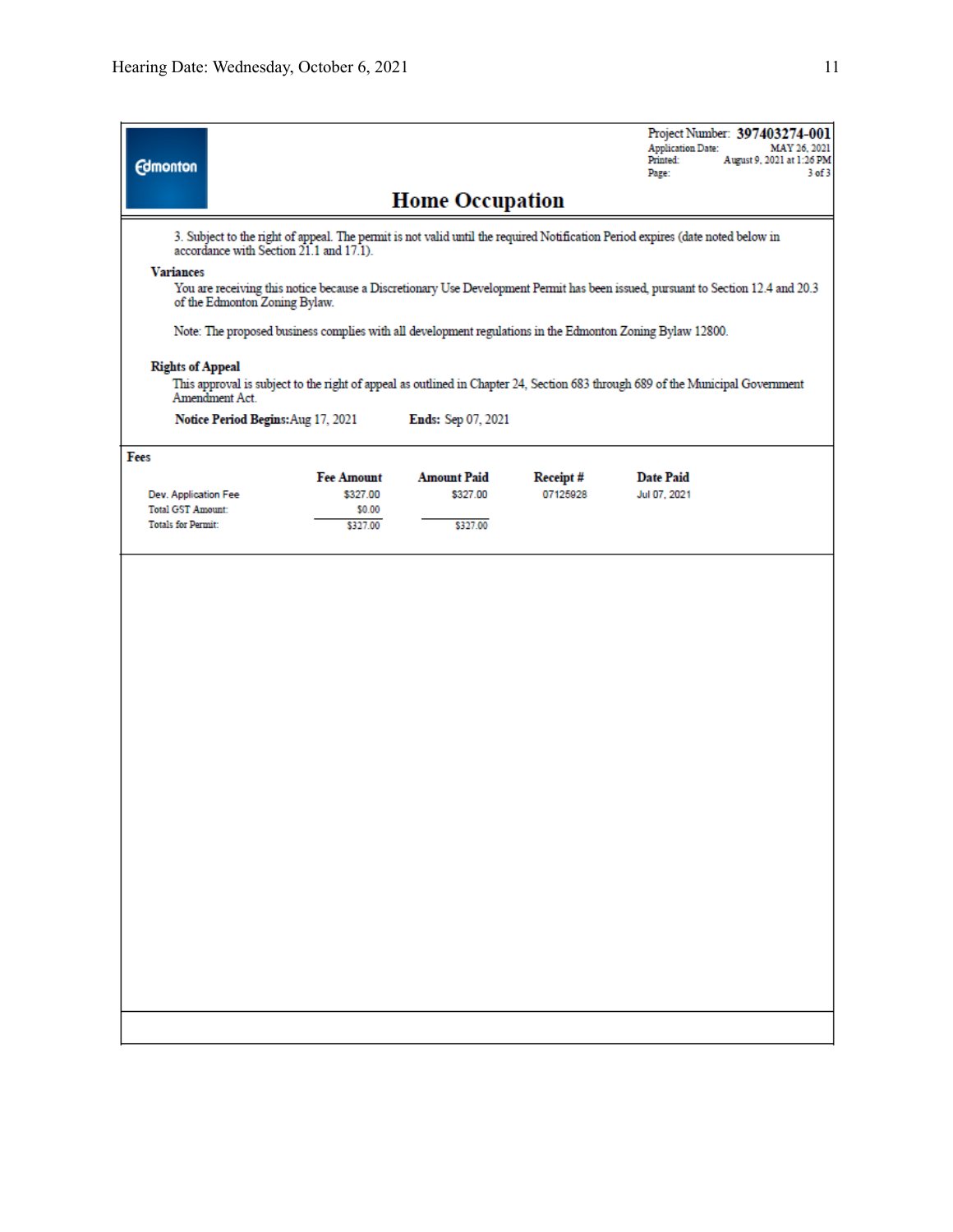Project Number: **397403274-001**
Application Date: MAY 26, 2021
Printed: August 9, 2021 at 1:26 PM
Page: 3 of 3

# Home Occupation

3. Subject to the right of appeal. The permit is not valid until the required Notification Period expires (date noted below in accordance with Section 21.1 and 17.1).

**Variances**

You are receiving this notice because a Discretionary Use Development Permit has been issued, pursuant to Section 12.4 and 20.3 of the Edmonton Zoning Bylaw.

Note: The proposed business complies with all development regulations in the Edmonton Zoning Bylaw 12800.

**Rights of Appeal**

This approval is subject to the right of appeal as outlined in Chapter 24, Section 683 through 689 of the Municipal Government Amendment Act.

**Notice Period Begins:** Aug 17, 2021 **Ends:** Sep 07, 2021

**Fees**

| | Fee Amount | Amount Paid | Receipt # | Date Paid |
|---|---|---|---|---|
| Dev. Application Fee | $327.00 | $327.00 | 07125928 | Jul 07, 2021 |
| Total GST Amount: | $0.00 | | | |
| Totals for Permit: | $327.00 | $327.00 | | |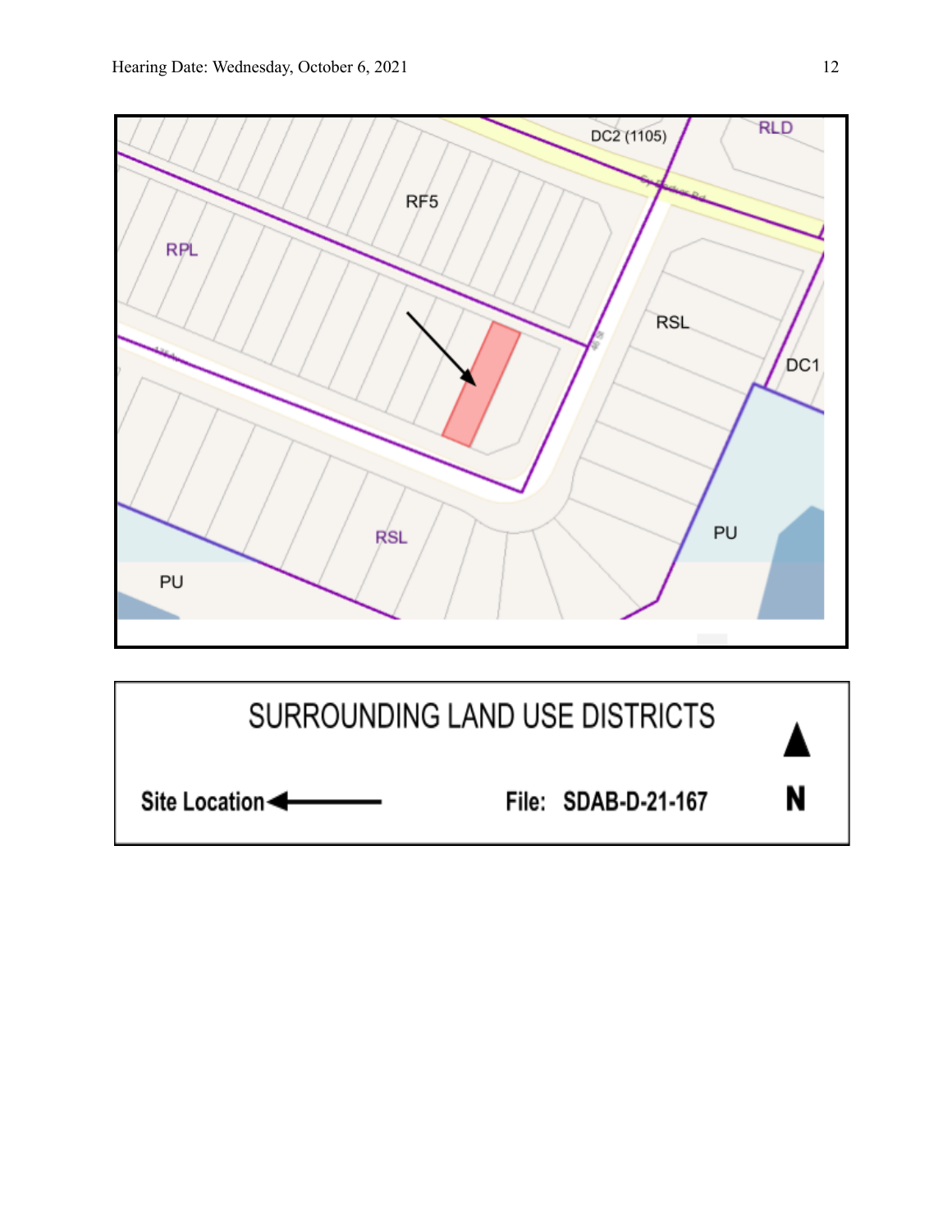DC2 (1105)

RLD

RF5

RPL

RSL

DC1

PU

RSL

PU

SURROUNDING LAND USE DISTRICTS

Site Location ←

File: SDAB-D-21-167

N